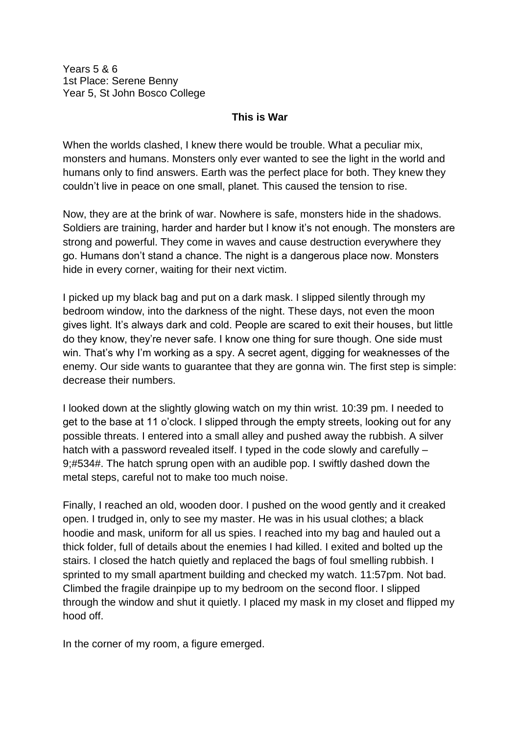Years 5 & 6
1st Place: Serene Benny
Year 5, St John Bosco College

**This is War**

When the worlds clashed, I knew there would be trouble. What a peculiar mix, monsters and humans. Monsters only ever wanted to see the light in the world and humans only to find answers. Earth was the perfect place for both. They knew they couldn't live in peace on one small, planet. This caused the tension to rise.

Now, they are at the brink of war. Nowhere is safe, monsters hide in the shadows. Soldiers are training, harder and harder but I know it's not enough. The monsters are strong and powerful. They come in waves and cause destruction everywhere they go. Humans don't stand a chance. The night is a dangerous place now. Monsters hide in every corner, waiting for their next victim.

I picked up my black bag and put on a dark mask. I slipped silently through my bedroom window, into the darkness of the night. These days, not even the moon gives light. It's always dark and cold. People are scared to exit their houses, but little do they know, they're never safe. I know one thing for sure though. One side must win. That's why I'm working as a spy. A secret agent, digging for weaknesses of the enemy. Our side wants to guarantee that they are gonna win. The first step is simple: decrease their numbers.

I looked down at the slightly glowing watch on my thin wrist. 10:39 pm. I needed to get to the base at 11 o'clock. I slipped through the empty streets, looking out for any possible threats. I entered into a small alley and pushed away the rubbish. A silver hatch with a password revealed itself. I typed in the code slowly and carefully – 9;#534#. The hatch sprung open with an audible pop. I swiftly dashed down the metal steps, careful not to make too much noise.

Finally, I reached an old, wooden door. I pushed on the wood gently and it creaked open. I trudged in, only to see my master. He was in his usual clothes; a black hoodie and mask, uniform for all us spies. I reached into my bag and hauled out a thick folder, full of details about the enemies I had killed. I exited and bolted up the stairs. I closed the hatch quietly and replaced the bags of foul smelling rubbish. I sprinted to my small apartment building and checked my watch. 11:57pm. Not bad. Climbed the fragile drainpipe up to my bedroom on the second floor. I slipped through the window and shut it quietly. I placed my mask in my closet and flipped my hood off.

In the corner of my room, a figure emerged.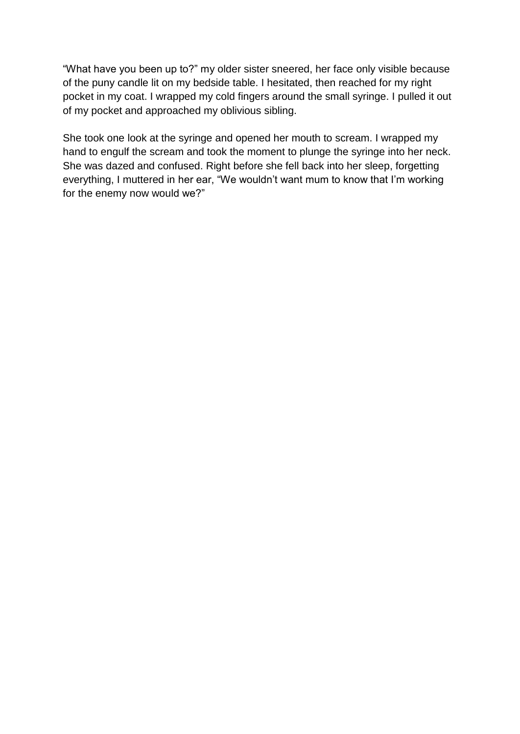"What have you been up to?" my older sister sneered, her face only visible because of the puny candle lit on my bedside table. I hesitated, then reached for my right pocket in my coat. I wrapped my cold fingers around the small syringe. I pulled it out of my pocket and approached my oblivious sibling.

She took one look at the syringe and opened her mouth to scream. I wrapped my hand to engulf the scream and took the moment to plunge the syringe into her neck. She was dazed and confused. Right before she fell back into her sleep, forgetting everything, I muttered in her ear, "We wouldn't want mum to know that I'm working for the enemy now would we?"